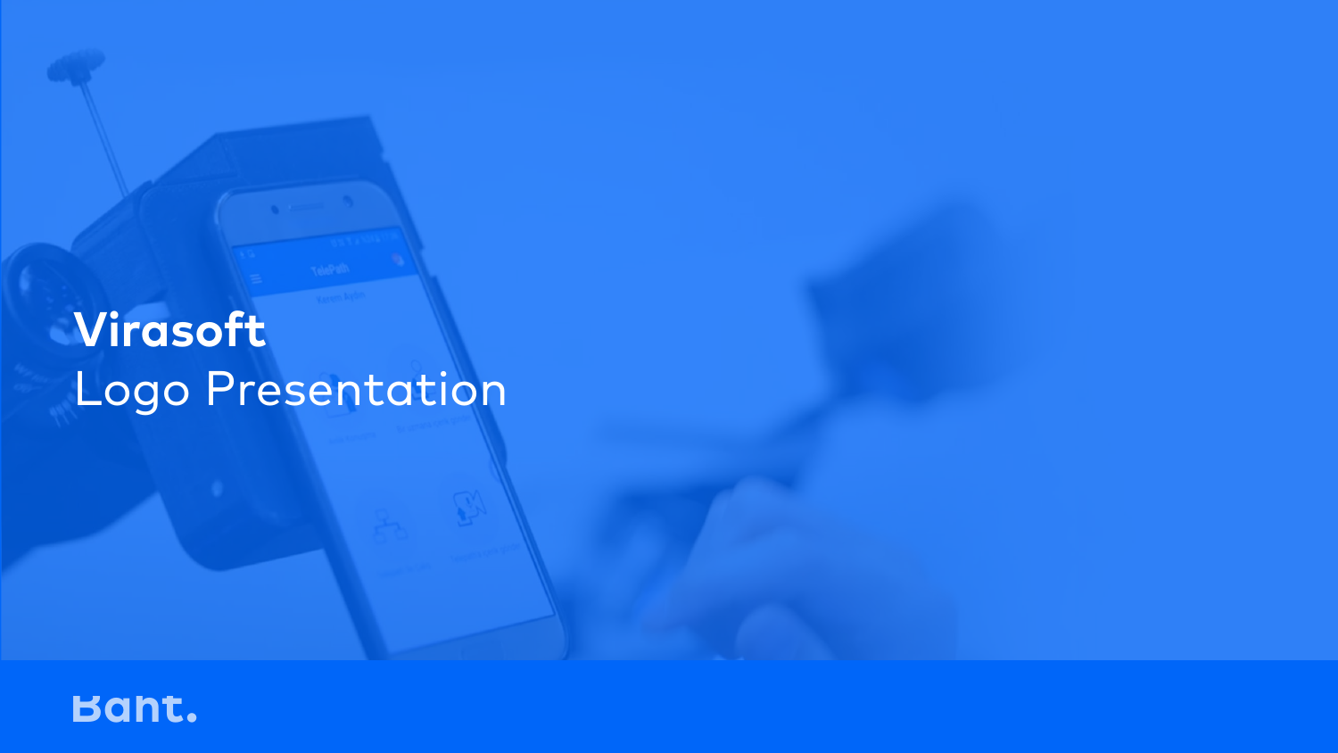# Virasoft
## Logo Presentation

Bant.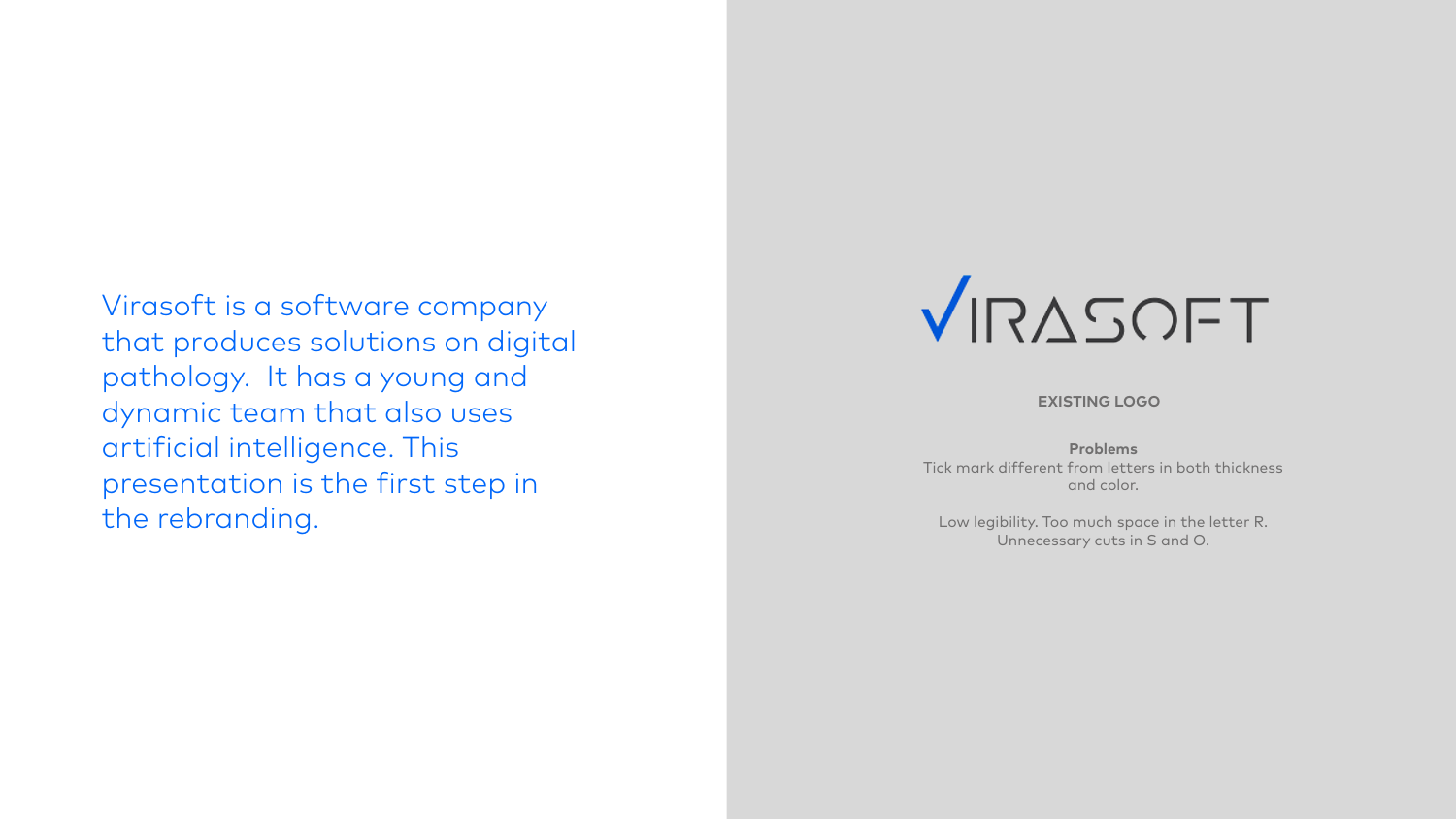Virasoft is a software company that produces solutions on digital pathology. It has a young and dynamic team that also uses artificial intelligence. This presentation is the first step in the rebranding.

VIRASOFT

**EXISTING LOGO**

**Problems**

Tick mark different from letters in both thickness and color.

Low legibility. Too much space in the letter R. Unnecessary cuts in S and O.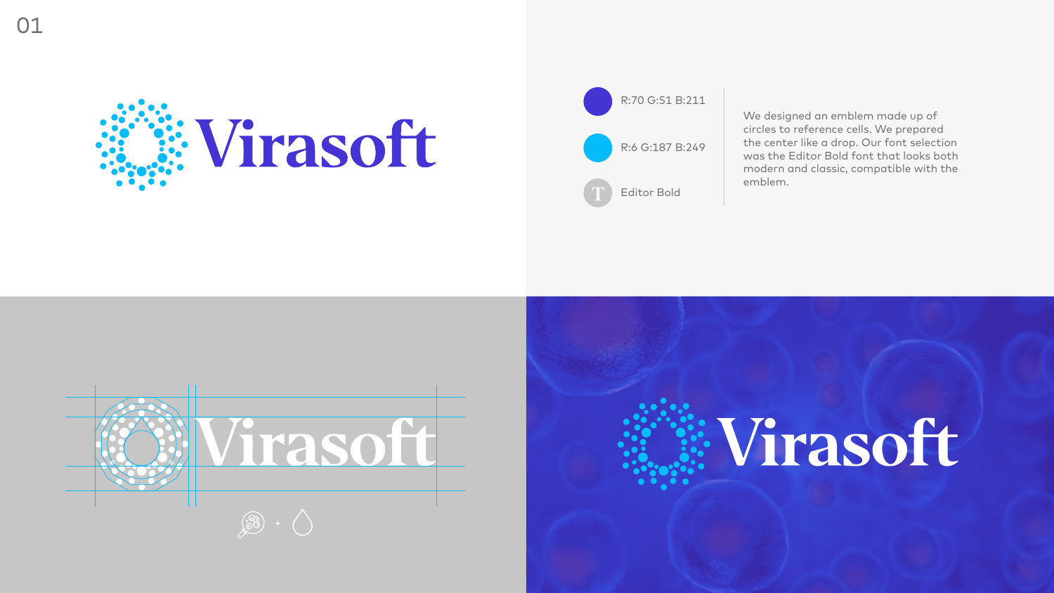01

Virasoft

R:70 G:51 B:211

R:6 G:187 B:249

Editor Bold

We designed an emblem made up of circles to reference cells. We prepared the center like a drop. Our font selection was the Editor Bold font that looks both modern and classic, compatible with the emblem.

Virasoft

+

Virasoft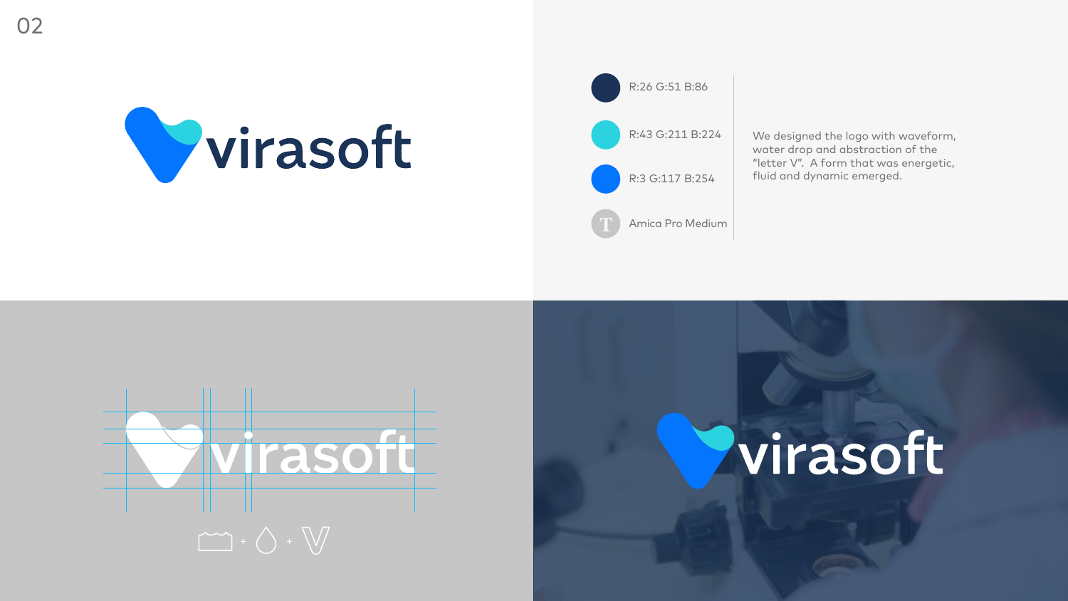R:26 G:51 B:86

R:43 G:211 B:224

R:3 G:117 B:254

Amica Pro Medium

We designed the logo with waveform, water drop and abstraction of the "letter V". A form that was energetic, fluid and dynamic emerged.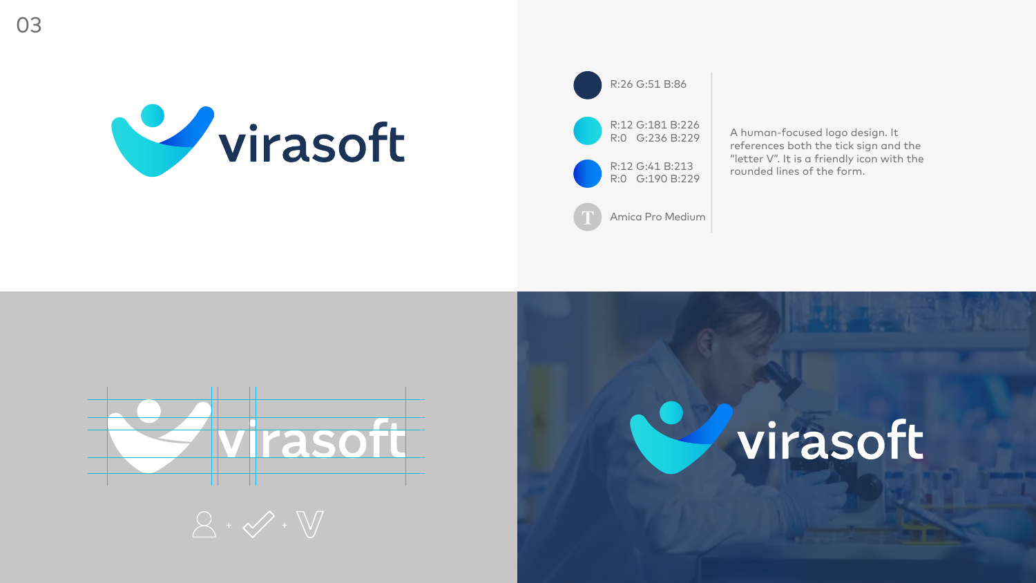virasoft

R:26 G:51 B:86

R:12 G:181 B:226
R:0 G:236 B:229

R:12 G:41 B:213
R:0 G:190 B:229

Amica Pro Medium

A human-focused logo design. It references both the tick sign and the “letter V”. It is a friendly icon with the rounded lines of the form.

virasoft

virasoft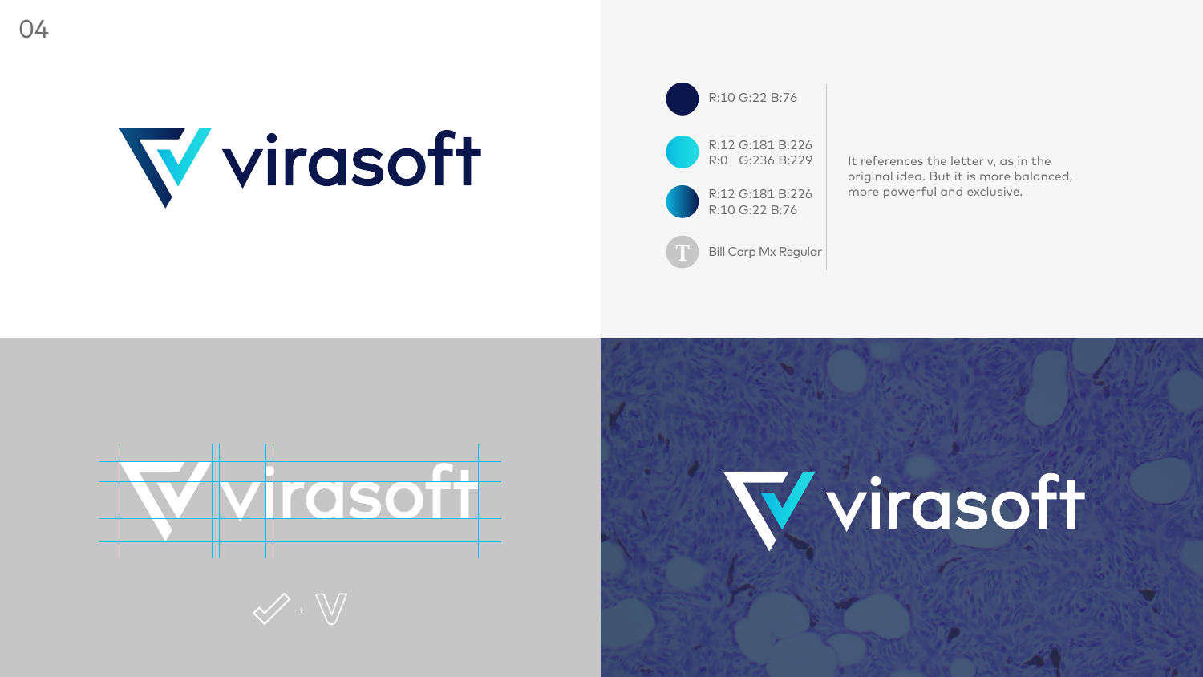virasoft

R:10 G:22 B:76

R:12 G:181 B:226
R:0 G:236 B:229

R:12 G:181 B:226
R:10 G:22 B:76

Bill Corp Mx Regular

It references the letter v, as in the original idea. But it is more balanced, more powerful and exclusive.

virasoft

virasoft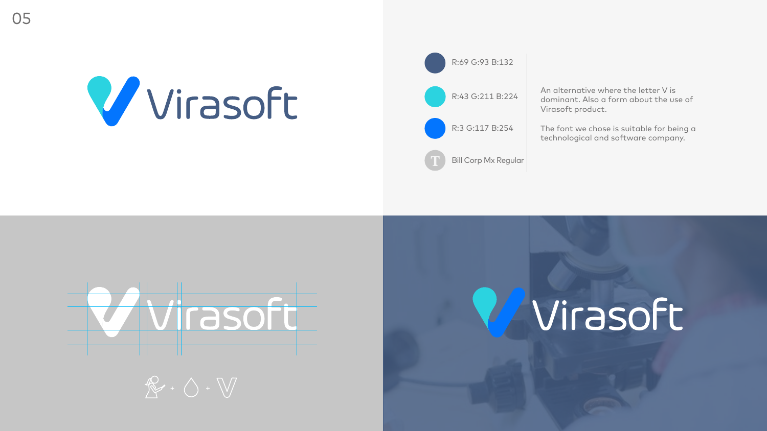R:69 G:93 B:132

R:43 G:211 B:224

R:3 G:117 B:254

Bill Corp Mx Regular

An alternative where the letter V is dominant. Also a form about the use of Virasoft product.

The font we chose is suitable for being a technological and software company.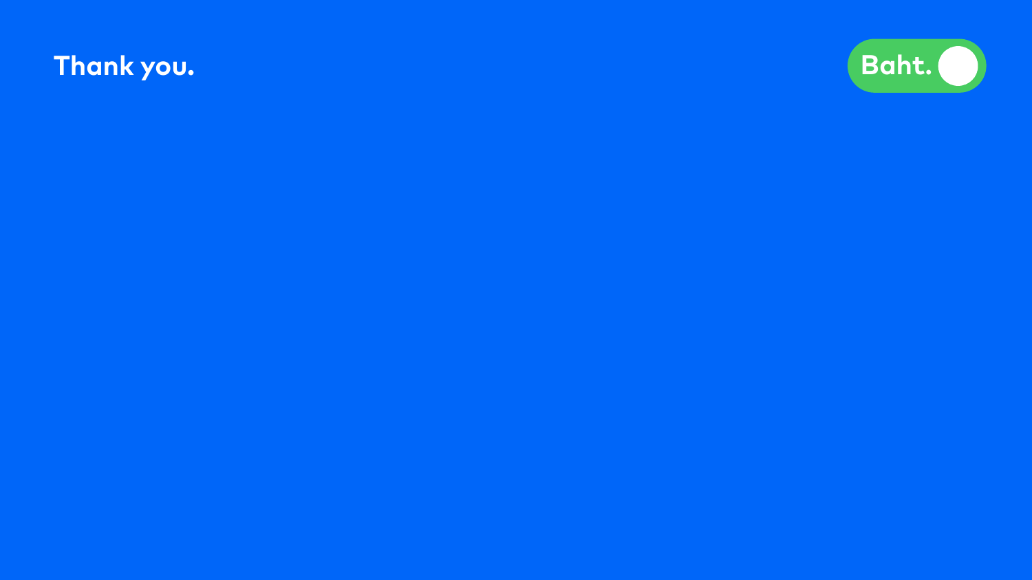Thank you.

Baht.